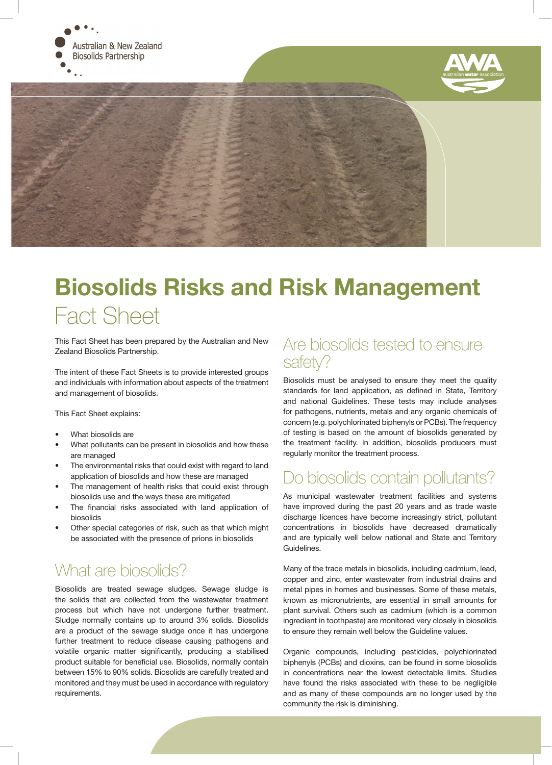# Biosolids Risks and Risk Management Fact Sheet

This Fact Sheet has been prepared by the Australian and New Zealand Biosolids Partnership.

The intent of these Fact Sheets is to provide interested groups and individuals with information about aspects of the treatment and management of biosolids.

This Fact Sheet explains:

- What biosolids are
- What pollutants can be present in biosolids and how these are managed
- The environmental risks that could exist with regard to land application of biosolids
- The management of health risks that could exist through biosolids use and the ways these are mitigated
- The financial risks associated with land application of biosolids
- Other special categories of risk, such as that which might be associated with the presence of prions in biosolids

## What are biosolids?

Biosolids are treated sewage sludges. Sewage sludge is the solids that are collected from the wastewater treatment process but which have not undergone further treatment. Sludge normally contains up to around 3% solids. Biosolids are a product of the sewage sludge once it has undergone further treatment to reduce disease causing pathogens and volatile organic matter significantly, producing a stabilised product suitable for beneficial use. Biosolids, normally contain between 15% to 90% solids. Biosolids are carefully treated and monitored and they must be used in accordance with regulatory requirements.

## Are biosolids tested to ensure safety?

Biosolids must be analysed to ensure they meet the quality standards for land application, as defined in State, Territory and national Guidelines. These tests may include analyses for pathogens, nutrients, metals and any organic chemicals of concern (e.g. polychlorinated biphenyls or PCBs). The frequency of testing is based on the amount of biosolids generated by the treatment facility. In addition, biosolids producers must regularly monitor the treatment process.

## Do biosolids contain pollutants?

As municipal wastewater treatment facilities and systems have improved during the past 20 years and as trade waste discharge licences have become increasingly strict, pollutant concentrations in biosolids have decreased dramatically and are typically well below national and State and Territory Guidelines.

Many of the trace metals in biosolids, including cadmium, lead, copper and zinc, enter wastewater from industrial drains and metal pipes in homes and businesses. Some of these metals, known as micronutrients, are essential in small amounts for plant survival. Others such as cadmium (which is a common ingredient in toothpaste) are monitored very closely in biosolids to ensure they remain well below the Guideline values.

Organic compounds, including pesticides, polychlorinated biphenyls (PCBs) and dioxins, can be found in some biosolids in concentrations near the lowest detectable limits. Studies have found the risks associated with these to be negligible and as many of these compounds are no longer used by the community the risk is diminishing.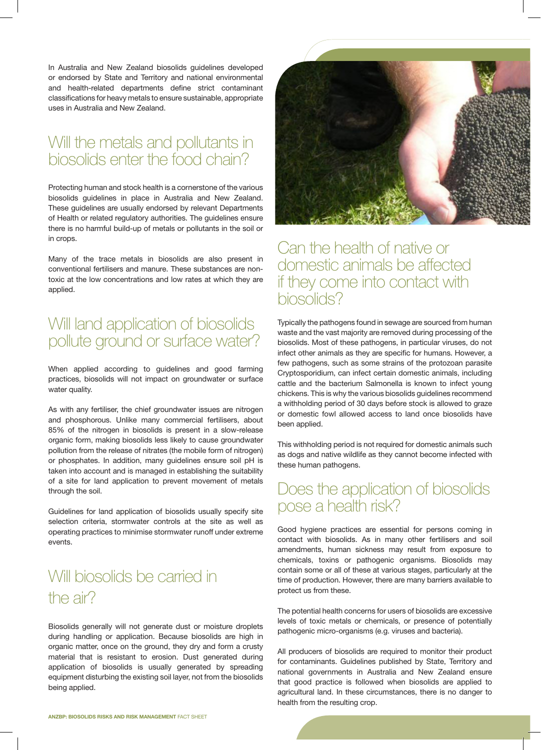In Australia and New Zealand biosolids guidelines developed or endorsed by State and Territory and national environmental and health-related departments define strict contaminant classifications for heavy metals to ensure sustainable, appropriate uses in Australia and New Zealand.

## Will the metals and pollutants in biosolids enter the food chain?

Protecting human and stock health is a cornerstone of the various biosolids guidelines in place in Australia and New Zealand. These guidelines are usually endorsed by relevant Departments of Health or related regulatory authorities. The guidelines ensure there is no harmful build-up of metals or pollutants in the soil or in crops.

Many of the trace metals in biosolids are also present in conventional fertilisers and manure. These substances are non-toxic at the low concentrations and low rates at which they are applied.

## Will land application of biosolids pollute ground or surface water?

When applied according to guidelines and good farming practices, biosolids will not impact on groundwater or surface water quality.

As with any fertiliser, the chief groundwater issues are nitrogen and phosphorous. Unlike many commercial fertilisers, about 85% of the nitrogen in biosolids is present in a slow-release organic form, making biosolids less likely to cause groundwater pollution from the release of nitrates (the mobile form of nitrogen) or phosphates. In addition, many guidelines ensure soil pH is taken into account and is managed in establishing the suitability of a site for land application to prevent movement of metals through the soil.

Guidelines for land application of biosolids usually specify site selection criteria, stormwater controls at the site as well as operating practices to minimise stormwater runoff under extreme events.

## Will biosolids be carried in the air?

Biosolids generally will not generate dust or moisture droplets during handling or application. Because biosolids are high in organic matter, once on the ground, they dry and form a crusty material that is resistant to erosion. Dust generated during application of biosolids is usually generated by spreading equipment disturbing the existing soil layer, not from the biosolids being applied.

## Can the health of native or domestic animals be affected if they come into contact with biosolids?

Typically the pathogens found in sewage are sourced from human waste and the vast majority are removed during processing of the biosolids. Most of these pathogens, in particular viruses, do not infect other animals as they are specific for humans. However, a few pathogens, such as some strains of the protozoan parasite Cryptosporidium, can infect certain domestic animals, including cattle and the bacterium Salmonella is known to infect young chickens. This is why the various biosolids guidelines recommend a withholding period of 30 days before stock is allowed to graze or domestic fowl allowed access to land once biosolids have been applied.

This withholding period is not required for domestic animals such as dogs and native wildlife as they cannot become infected with these human pathogens.

## Does the application of biosolids pose a health risk?

Good hygiene practices are essential for persons coming in contact with biosolids. As in many other fertilisers and soil amendments, human sickness may result from exposure to chemicals, toxins or pathogenic organisms. Biosolids may contain some or all of these at various stages, particularly at the time of production. However, there are many barriers available to protect us from these.

The potential health concerns for users of biosolids are excessive levels of toxic metals or chemicals, or presence of potentially pathogenic micro-organisms (e.g. viruses and bacteria).

All producers of biosolids are required to monitor their product for contaminants. Guidelines published by State, Territory and national governments in Australia and New Zealand ensure that good practice is followed when biosolids are applied to agricultural land. In these circumstances, there is no danger to health from the resulting crop.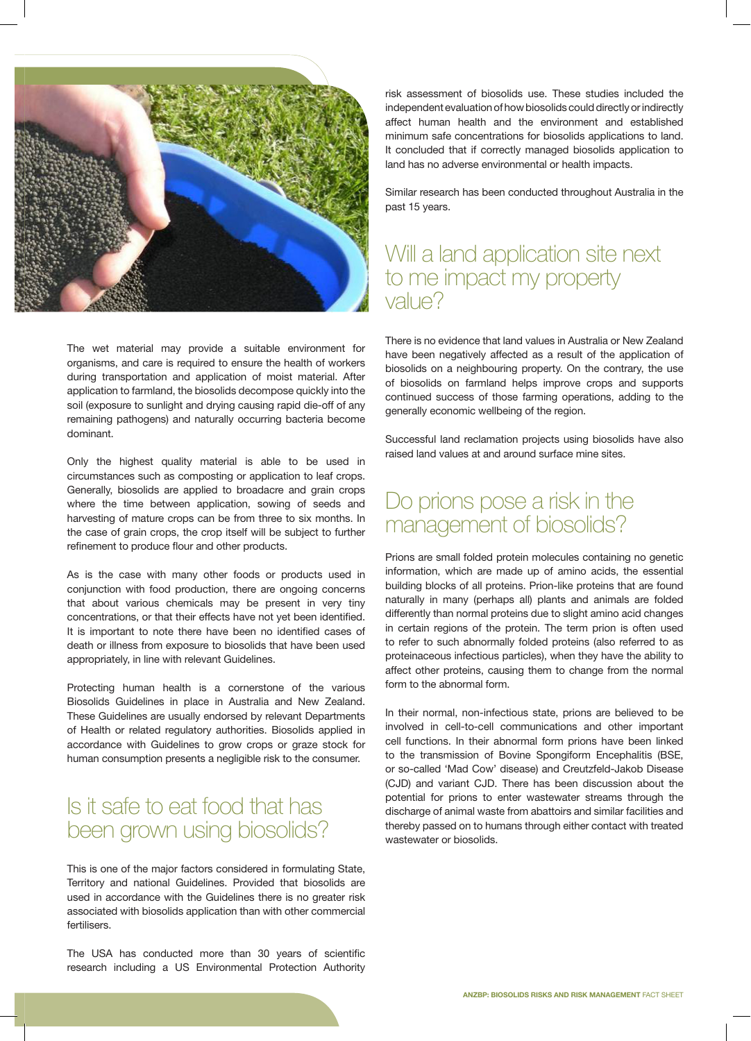The wet material may provide a suitable environment for organisms, and care is required to ensure the health of workers during transportation and application of moist material. After application to farmland, the biosolids decompose quickly into the soil (exposure to sunlight and drying causing rapid die-off of any remaining pathogens) and naturally occurring bacteria become dominant.

Only the highest quality material is able to be used in circumstances such as composting or application to leaf crops. Generally, biosolids are applied to broadacre and grain crops where the time between application, sowing of seeds and harvesting of mature crops can be from three to six months. In the case of grain crops, the crop itself will be subject to further refinement to produce flour and other products.

As is the case with many other foods or products used in conjunction with food production, there are ongoing concerns that about various chemicals may be present in very tiny concentrations, or that their effects have not yet been identified. It is important to note there have been no identified cases of death or illness from exposure to biosolids that have been used appropriately, in line with relevant Guidelines.

Protecting human health is a cornerstone of the various Biosolids Guidelines in place in Australia and New Zealand. These Guidelines are usually endorsed by relevant Departments of Health or related regulatory authorities. Biosolids applied in accordance with Guidelines to grow crops or graze stock for human consumption presents a negligible risk to the consumer.

## Is it safe to eat food that has been grown using biosolids?

This is one of the major factors considered in formulating State, Territory and national Guidelines. Provided that biosolids are used in accordance with the Guidelines there is no greater risk associated with biosolids application than with other commercial fertilisers.

The USA has conducted more than 30 years of scientific research including a US Environmental Protection Authority risk assessment of biosolids use. These studies included the independent evaluation of how biosolids could directly or indirectly affect human health and the environment and established minimum safe concentrations for biosolids applications to land. It concluded that if correctly managed biosolids application to land has no adverse environmental or health impacts.

Similar research has been conducted throughout Australia in the past 15 years.

## Will a land application site next to me impact my property value?

There is no evidence that land values in Australia or New Zealand have been negatively affected as a result of the application of biosolids on a neighbouring property. On the contrary, the use of biosolids on farmland helps improve crops and supports continued success of those farming operations, adding to the generally economic wellbeing of the region.

Successful land reclamation projects using biosolids have also raised land values at and around surface mine sites.

## Do prions pose a risk in the management of biosolids?

Prions are small folded protein molecules containing no genetic information, which are made up of amino acids, the essential building blocks of all proteins. Prion-like proteins that are found naturally in many (perhaps all) plants and animals are folded differently than normal proteins due to slight amino acid changes in certain regions of the protein. The term prion is often used to refer to such abnormally folded proteins (also referred to as proteinaceous infectious particles), when they have the ability to affect other proteins, causing them to change from the normal form to the abnormal form.

In their normal, non-infectious state, prions are believed to be involved in cell-to-cell communications and other important cell functions. In their abnormal form prions have been linked to the transmission of Bovine Spongiform Encephalitis (BSE, or so-called 'Mad Cow' disease) and Creutzfeld-Jakob Disease (CJD) and variant CJD. There has been discussion about the potential for prions to enter wastewater streams through the discharge of animal waste from abattoirs and similar facilities and thereby passed on to humans through either contact with treated wastewater or biosolids.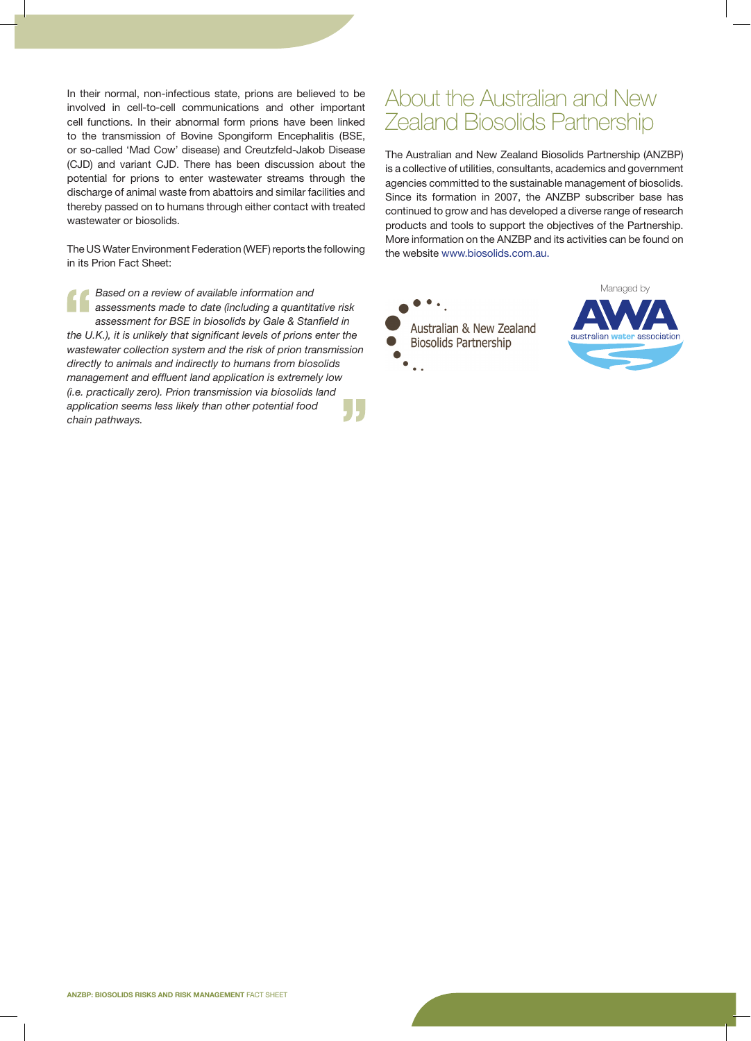In their normal, non-infectious state, prions are believed to be involved in cell-to-cell communications and other important cell functions. In their abnormal form prions have been linked to the transmission of Bovine Spongiform Encephalitis (BSE, or so-called 'Mad Cow' disease) and Creutzfeld-Jakob Disease (CJD) and variant CJD. There has been discussion about the potential for prions to enter wastewater streams through the discharge of animal waste from abattoirs and similar facilities and thereby passed on to humans through either contact with treated wastewater or biosolids.

The US Water Environment Federation (WEF) reports the following in its Prion Fact Sheet:

> *Based on a review of available information and assessments made to date (including a quantitative risk assessment for BSE in biosolids by Gale & Stanfield in the U.K.), it is unlikely that significant levels of prions enter the wastewater collection system and the risk of prion transmission directly to animals and indirectly to humans from biosolids management and effluent land application is extremely low (i.e. practically zero). Prion transmission via biosolids land application seems less likely than other potential food chain pathways.*

## About the Australian and New Zealand Biosolids Partnership

The Australian and New Zealand Biosolids Partnership (ANZBP) is a collective of utilities, consultants, academics and government agencies committed to the sustainable management of biosolids. Since its formation in 2007, the ANZBP subscriber base has continued to grow and has developed a diverse range of research products and tools to support the objectives of the Partnership. More information on the ANZBP and its activities can be found on the website www.biosolids.com.au.

Australian & New Zealand Biosolids Partnership

Managed by

AWA australian water association